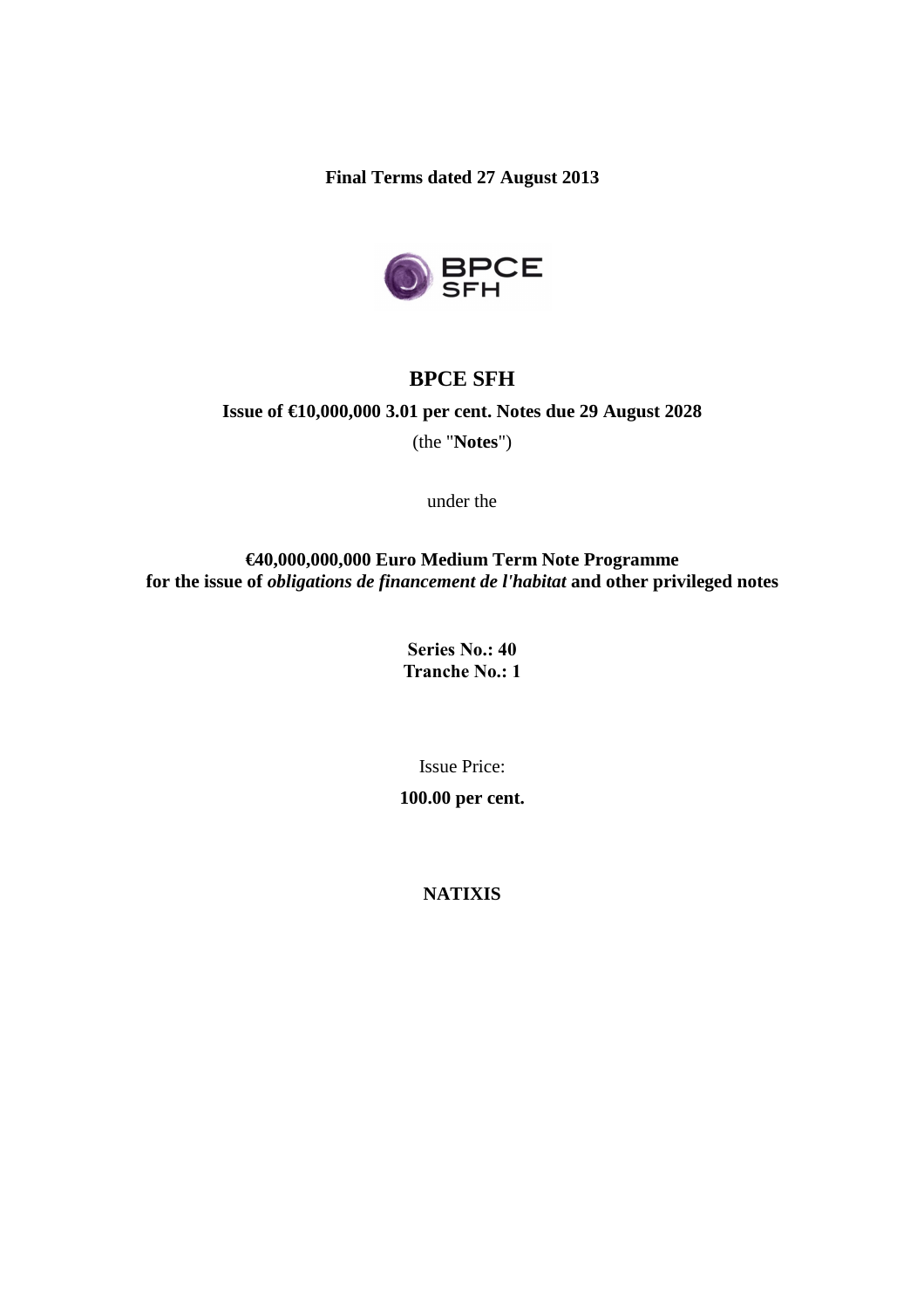**Final Terms dated 27 August 2013**

# BPCE SFH

**Issue of €10,000,000 3.01 per cent. Notes due 29 August 2028**

(the "**Notes**")

under the

**€40,000,000,000 Euro Medium Term Note Programme**
**for the issue of *obligations de financement de l'habitat* and other privileged notes**

**Series No.: 40**
**Tranche No.: 1**

Issue Price:

**100.00 per cent.**

**NATIXIS**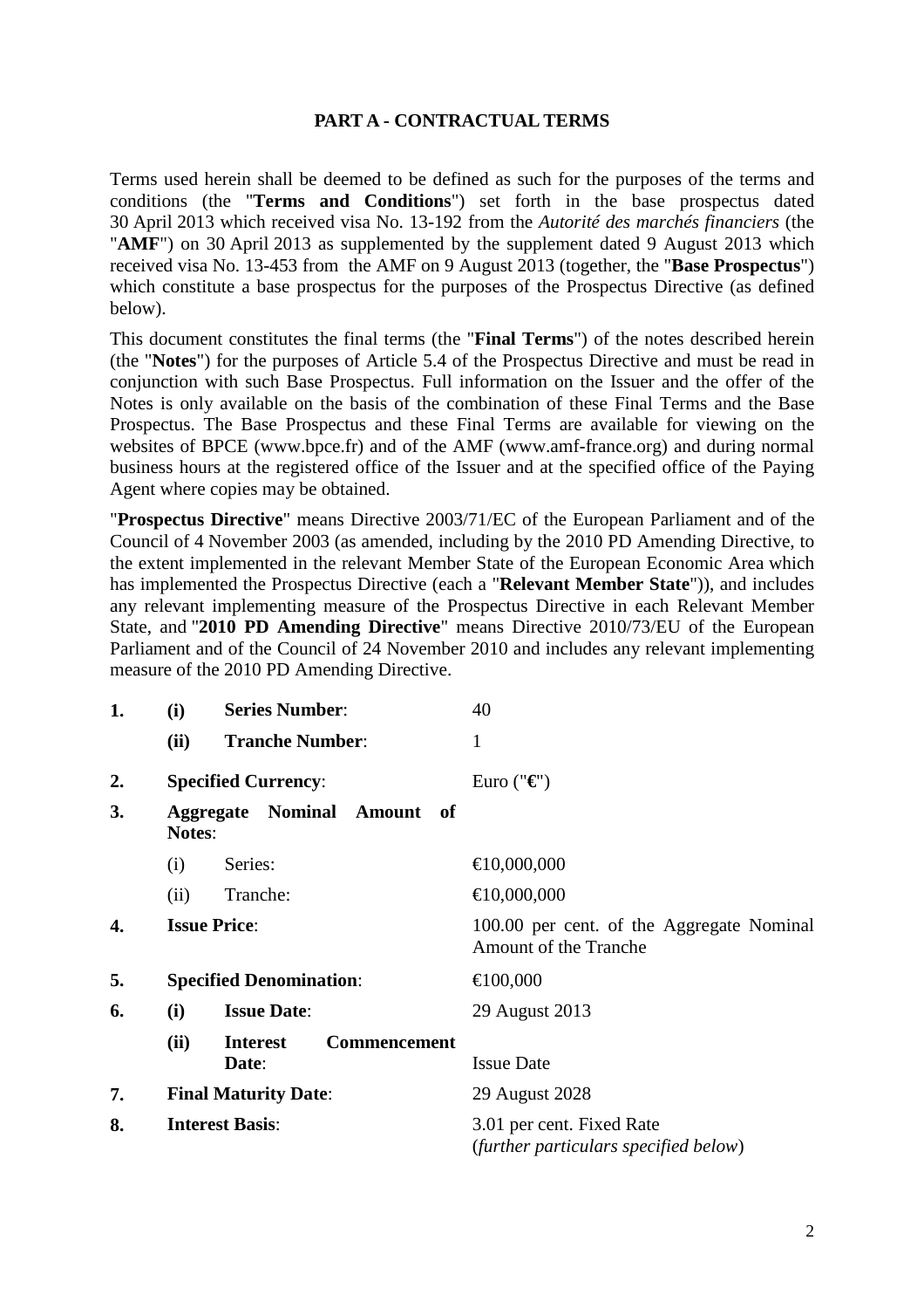## PART A - CONTRACTUAL TERMS

Terms used herein shall be deemed to be defined as such for the purposes of the terms and conditions (the "**Terms and Conditions**") set forth in the base prospectus dated 30 April 2013 which received visa No. 13-192 from the *Autorité des marchés financiers* (the "**AMF**") on 30 April 2013 as supplemented by the supplement dated 9 August 2013 which received visa No. 13-453 from the AMF on 9 August 2013 (together, the "**Base Prospectus**") which constitute a base prospectus for the purposes of the Prospectus Directive (as defined below).

This document constitutes the final terms (the "**Final Terms**") of the notes described herein (the "**Notes**") for the purposes of Article 5.4 of the Prospectus Directive and must be read in conjunction with such Base Prospectus. Full information on the Issuer and the offer of the Notes is only available on the basis of the combination of these Final Terms and the Base Prospectus. The Base Prospectus and these Final Terms are available for viewing on the websites of BPCE (www.bpce.fr) and of the AMF (www.amf-france.org) and during normal business hours at the registered office of the Issuer and at the specified office of the Paying Agent where copies may be obtained.

"**Prospectus Directive**" means Directive 2003/71/EC of the European Parliament and of the Council of 4 November 2003 (as amended, including by the 2010 PD Amending Directive, to the extent implemented in the relevant Member State of the European Economic Area which has implemented the Prospectus Directive (each a "**Relevant Member State**")), and includes any relevant implementing measure of the Prospectus Directive in each Relevant Member State, and "**2010 PD Amending Directive**" means Directive 2010/73/EU of the European Parliament and of the Council of 24 November 2010 and includes any relevant implementing measure of the 2010 PD Amending Directive.

| | | | |
|---|---|---|---|
| **1.** | **(i)** | **Series Number**: | 40 |
| | **(ii)** | **Tranche Number**: | 1 |
| **2.** | | **Specified Currency**: | Euro ("**€**") |
| **3.** | | **Aggregate Nominal Amount of Notes**: | |
| | (i) | Series: | €10,000,000 |
| | (ii) | Tranche: | €10,000,000 |
| **4.** | | **Issue Price**: | 100.00 per cent. of the Aggregate Nominal Amount of the Tranche |
| **5.** | | **Specified Denomination**: | €100,000 |
| **6.** | **(i)** | **Issue Date**: | 29 August 2013 |
| | **(ii)** | **Interest Commencement Date**: | Issue Date |
| **7.** | | **Final Maturity Date**: | 29 August 2028 |
| **8.** | | **Interest Basis**: | 3.01 per cent. Fixed Rate<br>(*further particulars specified below*) |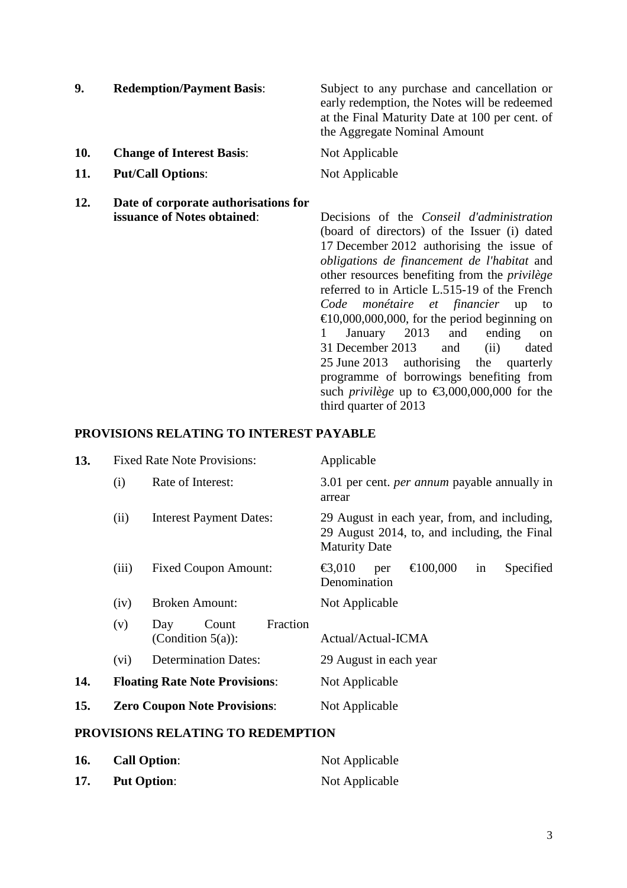| | | |
|---|---|---|
| **9.** | **Redemption/Payment Basis**: | Subject to any purchase and cancellation or early redemption, the Notes will be redeemed at the Final Maturity Date at 100 per cent. of the Aggregate Nominal Amount |
| **10.** | **Change of Interest Basis**: | Not Applicable |
| **11.** | **Put/Call Options**: | Not Applicable |
| **12.** | **Date of corporate authorisations for issuance of Notes obtained**: | Decisions of the *Conseil d'administration* (board of directors) of the Issuer (i) dated 17 December 2012 authorising the issue of *obligations de financement de l'habitat* and other resources benefiting from the *privilège* referred to in Article L.515-19 of the French *Code monétaire et financier* up to €10,000,000,000, for the period beginning on 1 January 2013 and ending on 31 December 2013 and (ii) dated 25 June 2013 authorising the quarterly programme of borrowings benefiting from such *privilège* up to €3,000,000,000 for the third quarter of 2013 |

## PROVISIONS RELATING TO INTEREST PAYABLE

| | | | |
|---|---|---|---|
| **13.** | Fixed Rate Note Provisions: | | Applicable |
| | (i) | Rate of Interest: | 3.01 per cent. *per annum* payable annually in arrear |
| | (ii) | Interest Payment Dates: | 29 August in each year, from, and including, 29 August 2014, to, and including, the Final Maturity Date |
| | (iii) | Fixed Coupon Amount: | €3,010 per €100,000 in Specified Denomination |
| | (iv) | Broken Amount: | Not Applicable |
| | (v) | Day Count Fraction (Condition 5(a)): | Actual/Actual-ICMA |
| | (vi) | Determination Dates: | 29 August in each year |
| **14.** | **Floating Rate Note Provisions**: | | Not Applicable |
| **15.** | **Zero Coupon Note Provisions**: | | Not Applicable |

## PROVISIONS RELATING TO REDEMPTION

| | | |
|---|---|---|
| **16.** | **Call Option**: | Not Applicable |
| **17.** | **Put Option**: | Not Applicable |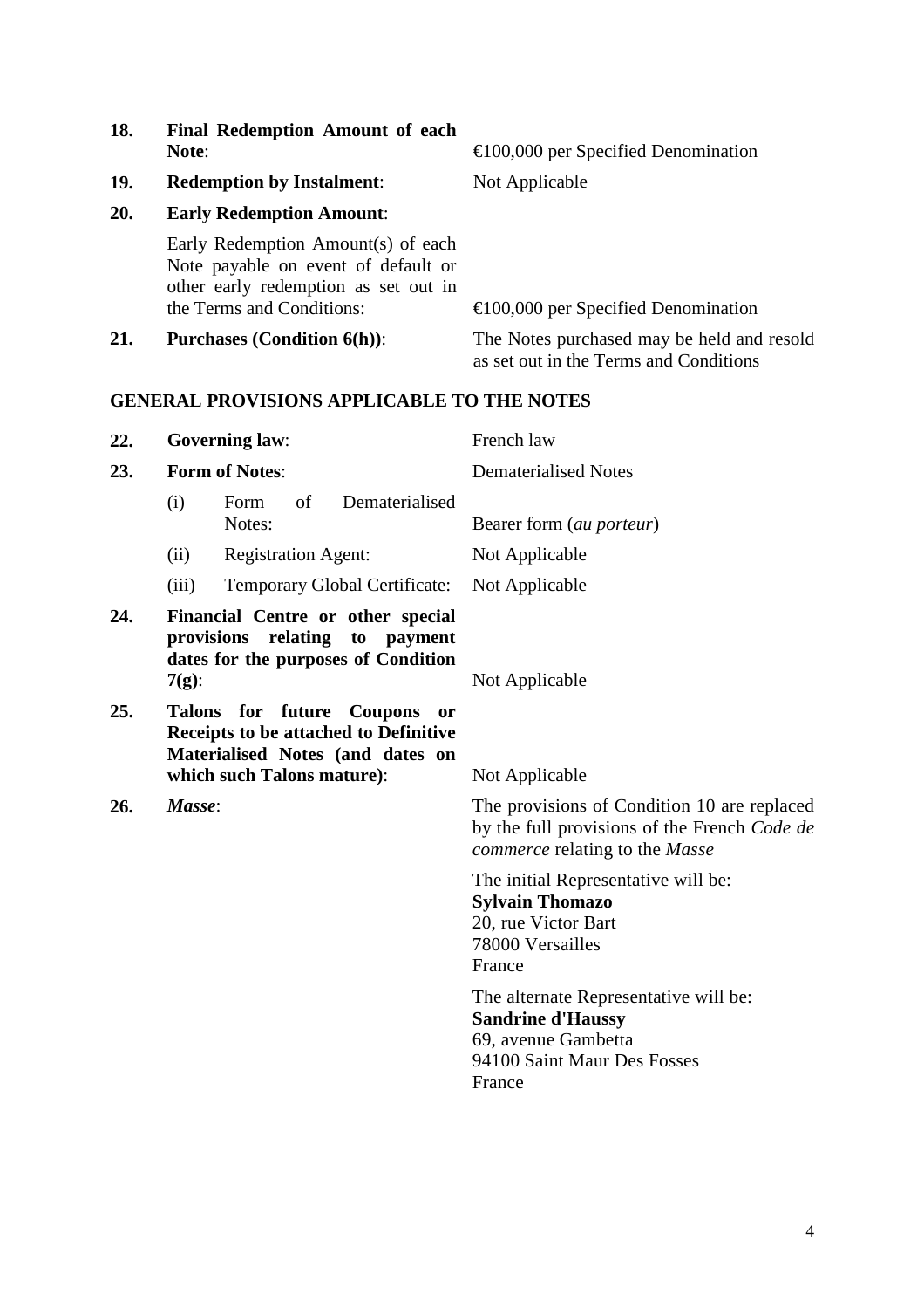| | | |
|---|---|---|
| **18.** | **Final Redemption Amount of each Note**: | €100,000 per Specified Denomination |
| **19.** | **Redemption by Instalment**: | Not Applicable |
| **20.** | **Early Redemption Amount**: | |
| | Early Redemption Amount(s) of each Note payable on event of default or other early redemption as set out in the Terms and Conditions: | €100,000 per Specified Denomination |
| **21.** | **Purchases (Condition 6(h))**: | The Notes purchased may be held and resold as set out in the Terms and Conditions |

## GENERAL PROVISIONS APPLICABLE TO THE NOTES

| | | |
|---|---|---|
| **22.** | **Governing law**: | French law |
| **23.** | **Form of Notes**: | Dematerialised Notes |
| | (i) Form of Dematerialised Notes: | Bearer form (*au porteur*) |
| | (ii) Registration Agent: | Not Applicable |
| | (iii) Temporary Global Certificate: | Not Applicable |
| **24.** | **Financial Centre or other special provisions relating to payment dates for the purposes of Condition 7(g)**: | Not Applicable |
| **25.** | **Talons for future Coupons or Receipts to be attached to Definitive Materialised Notes (and dates on which such Talons mature)**: | Not Applicable |
| **26.** | ***Masse***: | The provisions of Condition 10 are replaced by the full provisions of the French *Code de commerce* relating to the *Masse*<br><br>The initial Representative will be:<br>**Sylvain Thomazo**<br>20, rue Victor Bart<br>78000 Versailles<br>France<br><br>The alternate Representative will be:<br>**Sandrine d'Haussy**<br>69, avenue Gambetta<br>94100 Saint Maur Des Fosses<br>France |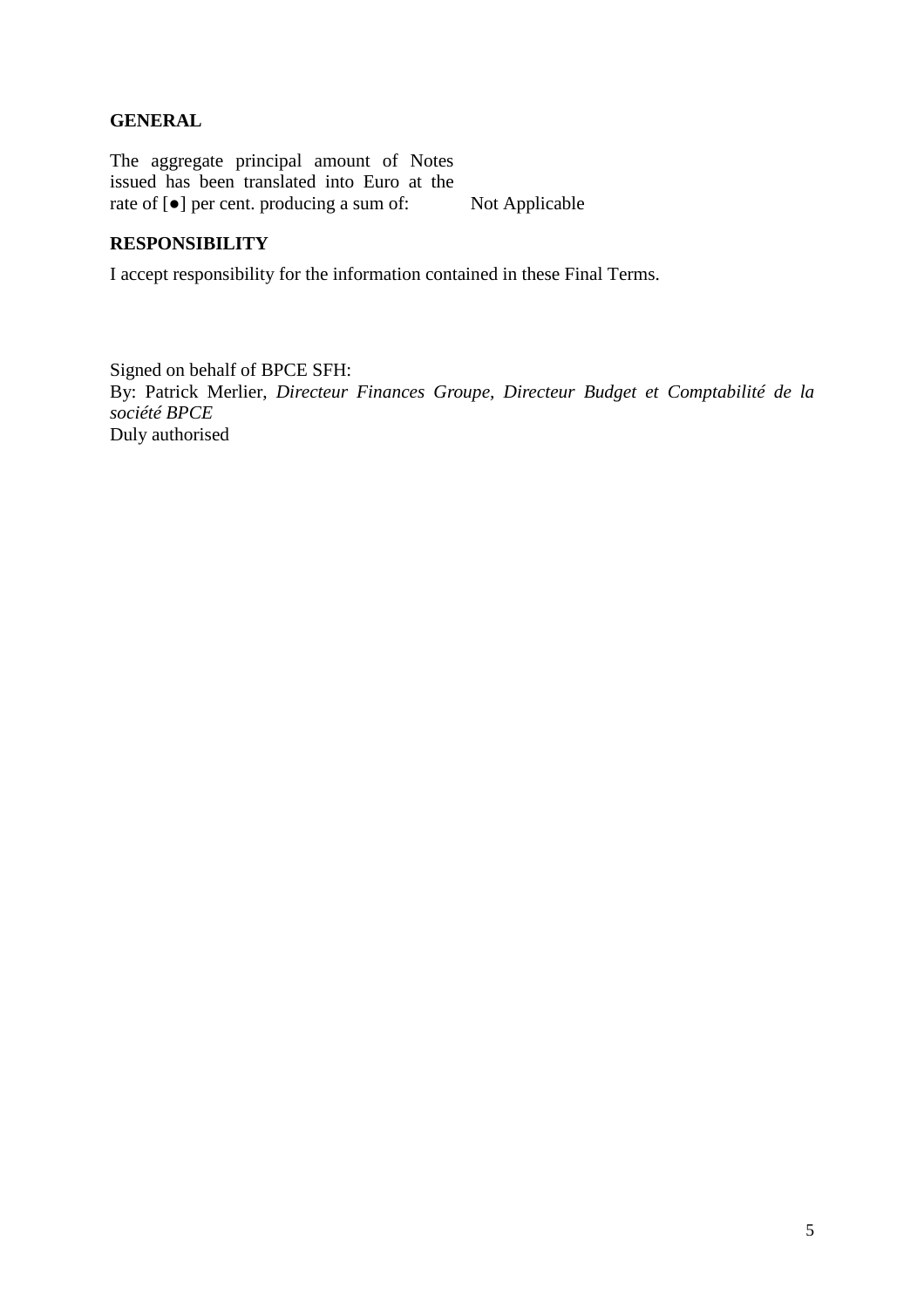## GENERAL

| | |
|---|---|
| The aggregate principal amount of Notes issued has been translated into Euro at the rate of [●] per cent. producing a sum of: | Not Applicable |

## RESPONSIBILITY

I accept responsibility for the information contained in these Final Terms.

Signed on behalf of BPCE SFH:
By: Patrick Merlier, *Directeur Finances Groupe, Directeur Budget et Comptabilité de la société BPCE*
Duly authorised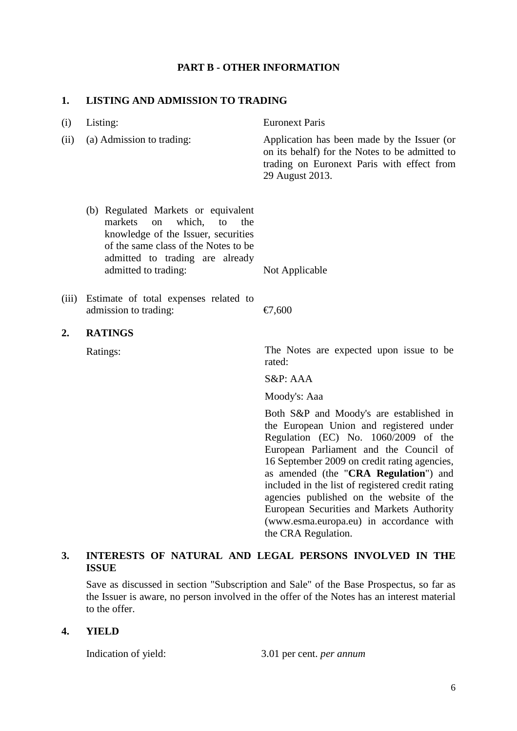## PART B - OTHER INFORMATION

### 1. LISTING AND ADMISSION TO TRADING

| | | |
|---|---|---|
| (i) | Listing: | Euronext Paris |
| (ii) | (a) Admission to trading: | Application has been made by the Issuer (or on its behalf) for the Notes to be admitted to trading on Euronext Paris with effect from 29 August 2013. |
| | (b) Regulated Markets or equivalent markets on which, to the knowledge of the Issuer, securities of the same class of the Notes to be admitted to trading are already admitted to trading: | Not Applicable |
| (iii) | Estimate of total expenses related to admission to trading: | €7,600 |

### 2. RATINGS

Ratings: The Notes are expected upon issue to be rated:

S&P: AAA

Moody's: Aaa

Both S&P and Moody's are established in the European Union and registered under Regulation (EC) No. 1060/2009 of the European Parliament and the Council of 16 September 2009 on credit rating agencies, as amended (the "**CRA Regulation**") and included in the list of registered credit rating agencies published on the website of the European Securities and Markets Authority (www.esma.europa.eu) in accordance with the CRA Regulation.

### 3. INTERESTS OF NATURAL AND LEGAL PERSONS INVOLVED IN THE ISSUE

Save as discussed in section "Subscription and Sale" of the Base Prospectus, so far as the Issuer is aware, no person involved in the offer of the Notes has an interest material to the offer.

### 4. YIELD

Indication of yield: 3.01 per cent. *per annum*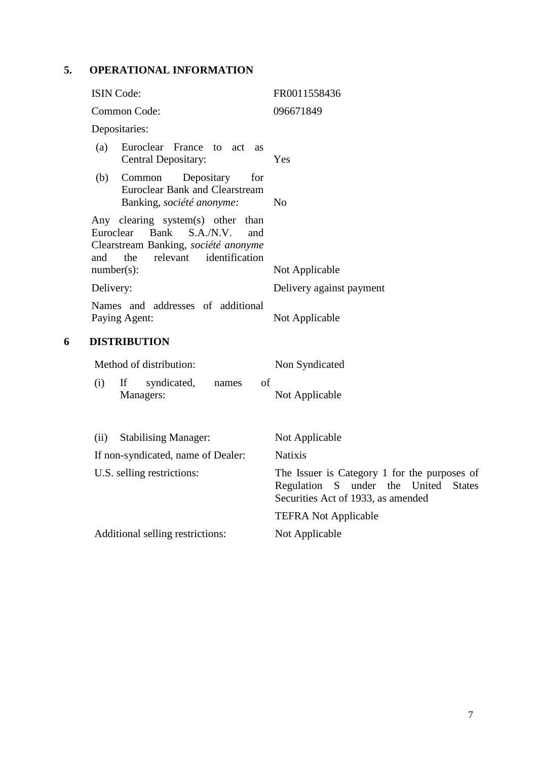## 5. OPERATIONAL INFORMATION

| | |
|---|---|
| ISIN Code: | FR0011558436 |
| Common Code: | 096671849 |
| Depositaries: | |
| (a) Euroclear France to act as Central Depositary: | Yes |
| (b) Common Depositary for Euroclear Bank and Clearstream Banking, *société anonyme:* | No |
| Any clearing system(s) other than Euroclear Bank S.A./N.V. and Clearstream Banking, *société anonyme* and the relevant identification number(s): | Not Applicable |
| Delivery: | Delivery against payment |
| Names and addresses of additional Paying Agent: | Not Applicable |

## 6 DISTRIBUTION

| | |
|---|---|
| Method of distribution: | Non Syndicated |
| (i) If syndicated, names of Managers: | Not Applicable |
| (ii) Stabilising Manager: | Not Applicable |
| If non-syndicated, name of Dealer: | Natixis |
| U.S. selling restrictions: | The Issuer is Category 1 for the purposes of Regulation S under the United States Securities Act of 1933, as amended<br><br>TEFRA Not Applicable |
| Additional selling restrictions: | Not Applicable |